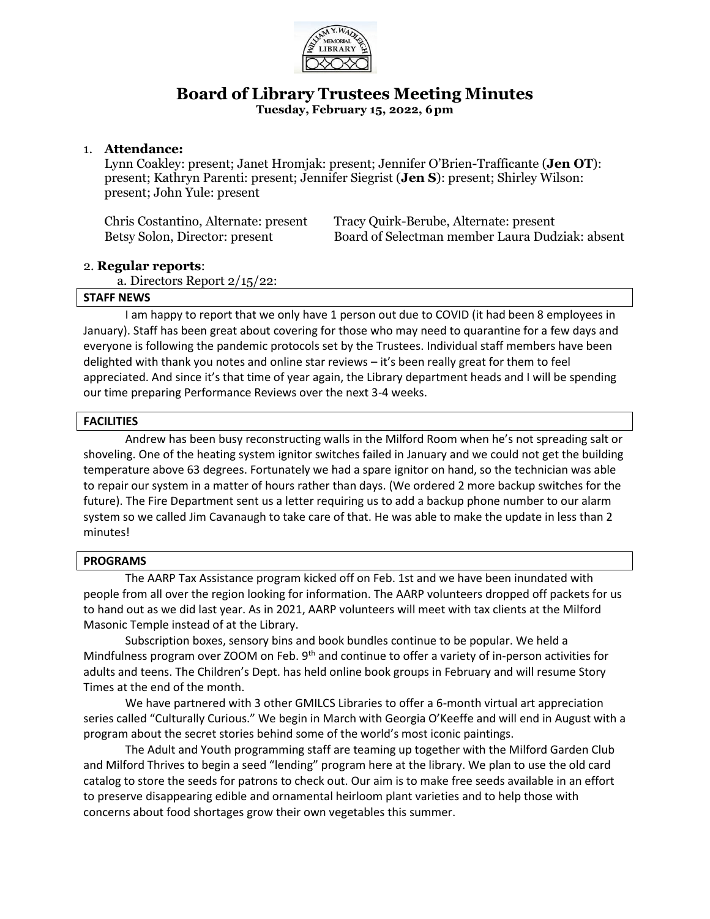# Board of Library Trustees Meeting Minutes

**Tuesday, February 15, 2022, 6 pm**

1. **Attendance:**
   Lynn Coakley: present; Janet Hromjak: present; Jennifer O'Brien-Trafficante (**Jen OT**): present; Kathryn Parenti: present; Jennifer Siegrist (**Jen S**): present; Shirley Wilson: present; John Yule: present

   Chris Costantino, Alternate: present
   Tracy Quirk-Berube, Alternate: present
   Betsy Solon, Director: present
   Board of Selectman member Laura Dudziak: absent

2. **Regular reports**:
   a. Directors Report 2/15/22:

**STAFF NEWS**

I am happy to report that we only have 1 person out due to COVID (it had been 8 employees in January). Staff has been great about covering for those who may need to quarantine for a few days and everyone is following the pandemic protocols set by the Trustees. Individual staff members have been delighted with thank you notes and online star reviews – it's been really great for them to feel appreciated. And since it's that time of year again, the Library department heads and I will be spending our time preparing Performance Reviews over the next 3-4 weeks.

**FACILITIES**

Andrew has been busy reconstructing walls in the Milford Room when he's not spreading salt or shoveling. One of the heating system ignitor switches failed in January and we could not get the building temperature above 63 degrees. Fortunately we had a spare ignitor on hand, so the technician was able to repair our system in a matter of hours rather than days. (We ordered 2 more backup switches for the future). The Fire Department sent us a letter requiring us to add a backup phone number to our alarm system so we called Jim Cavanaugh to take care of that. He was able to make the update in less than 2 minutes!

**PROGRAMS**

The AARP Tax Assistance program kicked off on Feb. 1st and we have been inundated with people from all over the region looking for information. The AARP volunteers dropped off packets for us to hand out as we did last year. As in 2021, AARP volunteers will meet with tax clients at the Milford Masonic Temple instead of at the Library.

Subscription boxes, sensory bins and book bundles continue to be popular. We held a Mindfulness program over ZOOM on Feb. 9th and continue to offer a variety of in-person activities for adults and teens. The Children's Dept. has held online book groups in February and will resume Story Times at the end of the month.

We have partnered with 3 other GMILCS Libraries to offer a 6-month virtual art appreciation series called "Culturally Curious." We begin in March with Georgia O'Keeffe and will end in August with a program about the secret stories behind some of the world's most iconic paintings.

The Adult and Youth programming staff are teaming up together with the Milford Garden Club and Milford Thrives to begin a seed "lending" program here at the library. We plan to use the old card catalog to store the seeds for patrons to check out. Our aim is to make free seeds available in an effort to preserve disappearing edible and ornamental heirloom plant varieties and to help those with concerns about food shortages grow their own vegetables this summer.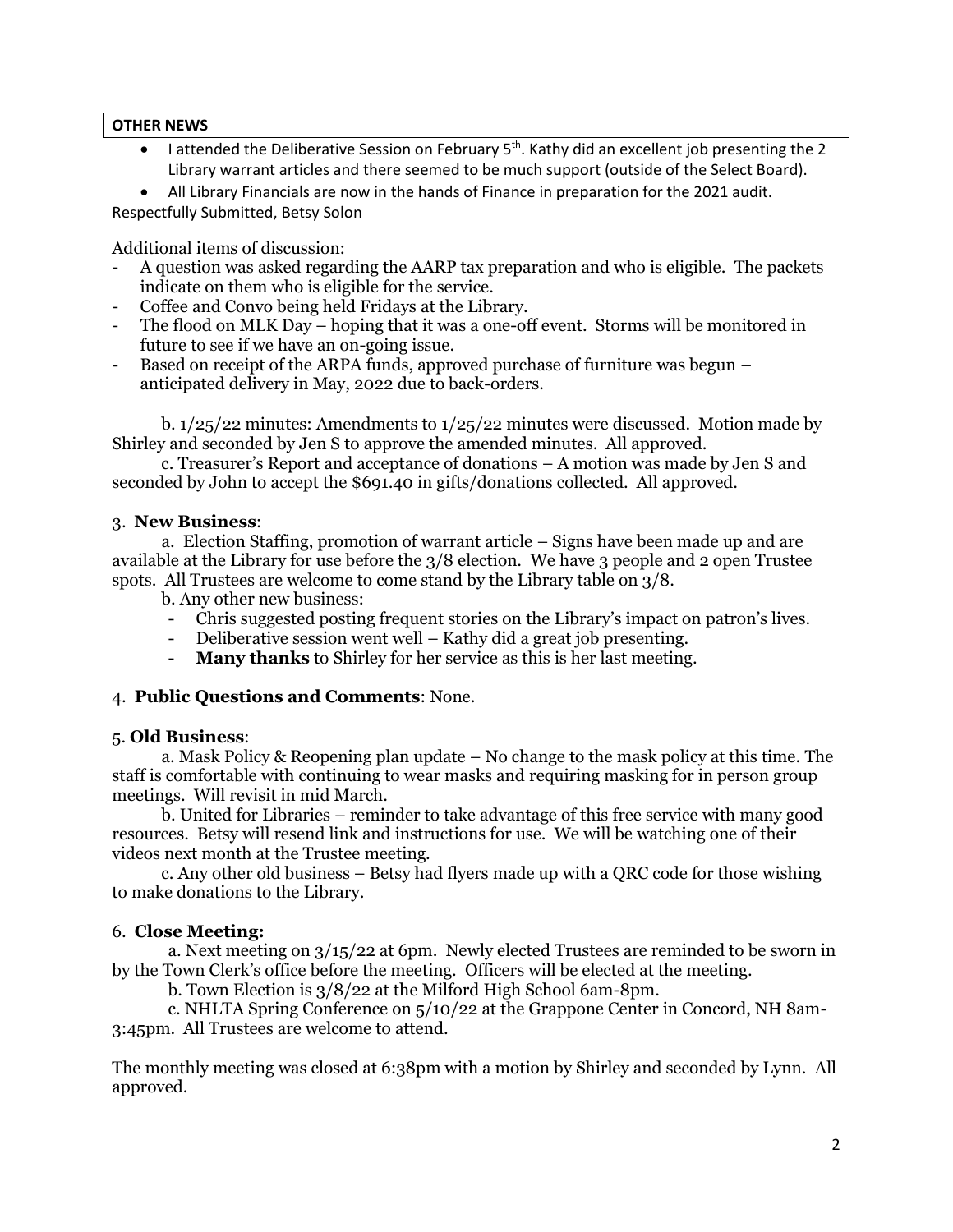**OTHER NEWS**

- I attended the Deliberative Session on February 5th. Kathy did an excellent job presenting the 2 Library warrant articles and there seemed to be much support (outside of the Select Board).
- All Library Financials are now in the hands of Finance in preparation for the 2021 audit.

Respectfully Submitted, Betsy Solon

Additional items of discussion:

- A question was asked regarding the AARP tax preparation and who is eligible. The packets indicate on them who is eligible for the service.
- Coffee and Convo being held Fridays at the Library.
- The flood on MLK Day – hoping that it was a one-off event. Storms will be monitored in future to see if we have an on-going issue.
- Based on receipt of the ARPA funds, approved purchase of furniture was begun – anticipated delivery in May, 2022 due to back-orders.

b. 1/25/22 minutes: Amendments to 1/25/22 minutes were discussed. Motion made by Shirley and seconded by Jen S to approve the amended minutes. All approved.

c. Treasurer's Report and acceptance of donations – A motion was made by Jen S and seconded by John to accept the $691.40 in gifts/donations collected. All approved.

3. **New Business**:

a. Election Staffing, promotion of warrant article – Signs have been made up and are available at the Library for use before the 3/8 election. We have 3 people and 2 open Trustee spots. All Trustees are welcome to come stand by the Library table on 3/8.

b. Any other new business:

- Chris suggested posting frequent stories on the Library's impact on patron's lives.
- Deliberative session went well – Kathy did a great job presenting.
- **Many thanks** to Shirley for her service as this is her last meeting.

4. **Public Questions and Comments**: None.

5. **Old Business**:

a. Mask Policy & Reopening plan update – No change to the mask policy at this time. The staff is comfortable with continuing to wear masks and requiring masking for in person group meetings. Will revisit in mid March.

b. United for Libraries – reminder to take advantage of this free service with many good resources. Betsy will resend link and instructions for use. We will be watching one of their videos next month at the Trustee meeting.

c. Any other old business – Betsy had flyers made up with a QRC code for those wishing to make donations to the Library.

6. **Close Meeting:**

a. Next meeting on 3/15/22 at 6pm. Newly elected Trustees are reminded to be sworn in by the Town Clerk's office before the meeting. Officers will be elected at the meeting.

b. Town Election is 3/8/22 at the Milford High School 6am-8pm.

c. NHLTA Spring Conference on 5/10/22 at the Grappone Center in Concord, NH 8am-3:45pm. All Trustees are welcome to attend.

The monthly meeting was closed at 6:38pm with a motion by Shirley and seconded by Lynn. All approved.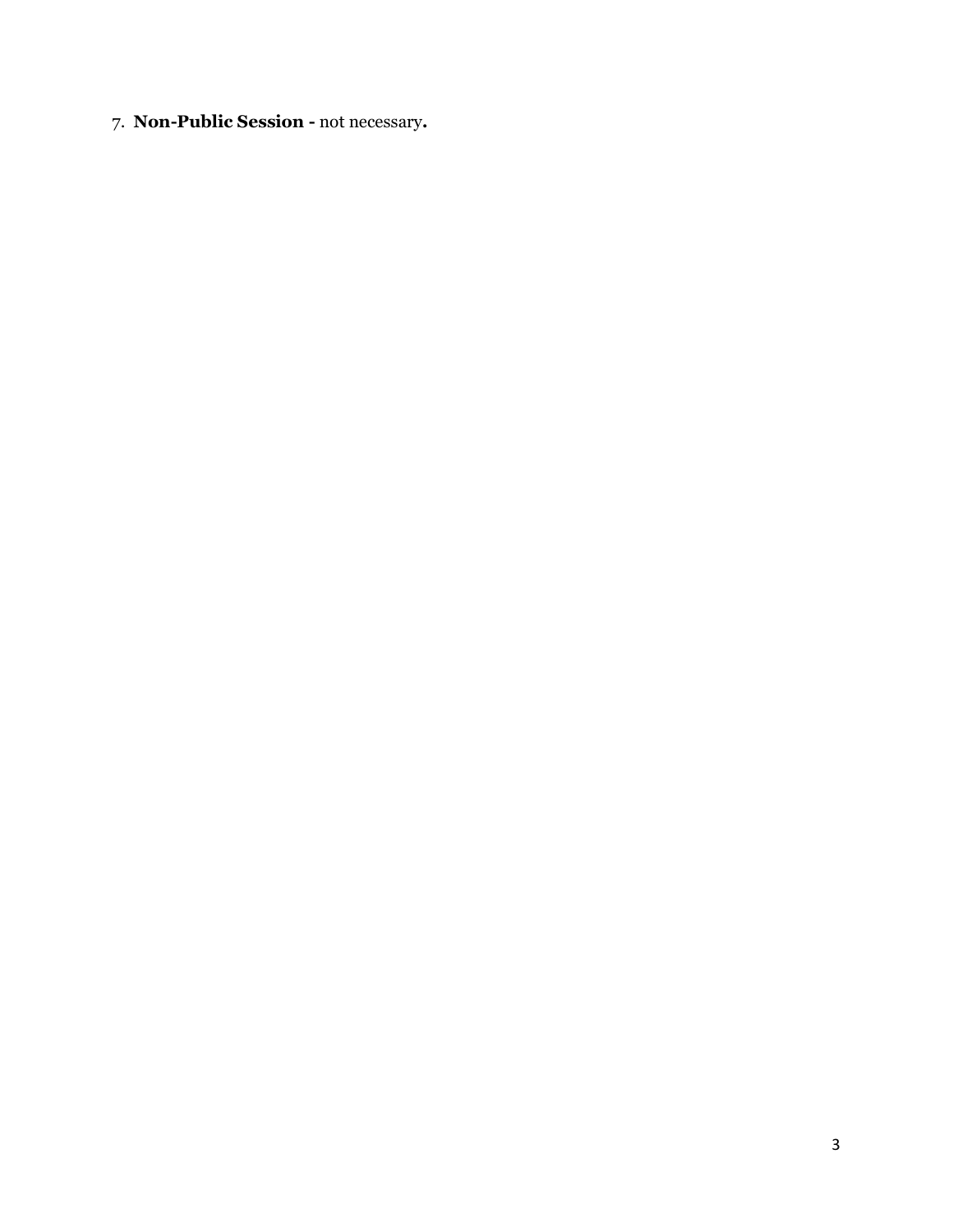7. **Non-Public Session -** not necessary**.**